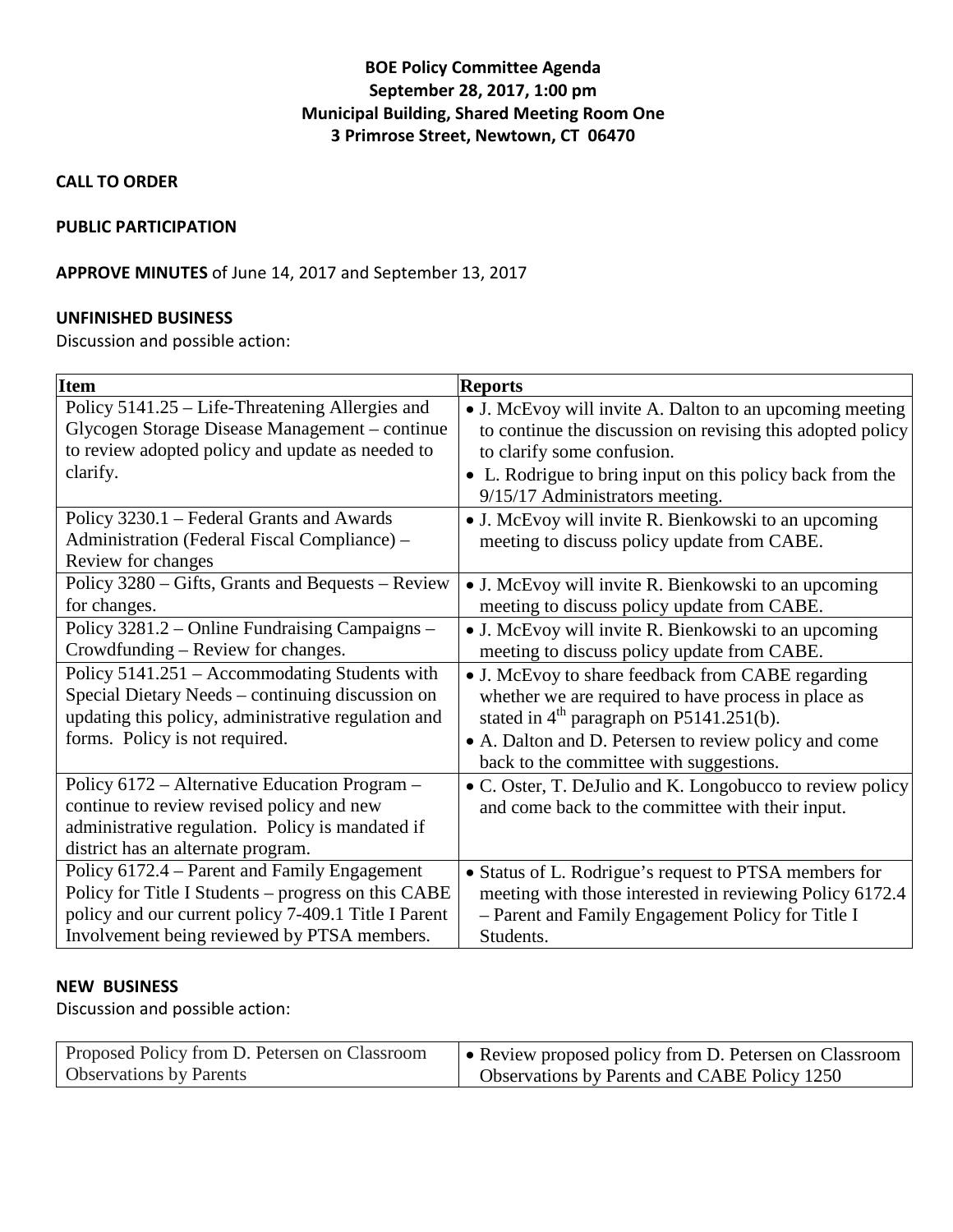**BOE Policy Committee Agenda**
**September 28, 2017, 1:00 pm**
**Municipal Building, Shared Meeting Room One**
**3 Primrose Street, Newtown, CT 06470**

**CALL TO ORDER**

**PUBLIC PARTICIPATION**

**APPROVE MINUTES** of June 14, 2017 and September 13, 2017

**UNFINISHED BUSINESS**

Discussion and possible action:

| Item | Reports |
|---|---|
| Policy 5141.25 – Life-Threatening Allergies and Glycogen Storage Disease Management – continue to review adopted policy and update as needed to clarify. | • J. McEvoy will invite A. Dalton to an upcoming meeting to continue the discussion on revising this adopted policy to clarify some confusion.<br>• L. Rodrigue to bring input on this policy back from the 9/15/17 Administrators meeting. |
| Policy 3230.1 – Federal Grants and Awards Administration (Federal Fiscal Compliance) – Review for changes | • J. McEvoy will invite R. Bienkowski to an upcoming meeting to discuss policy update from CABE. |
| Policy 3280 – Gifts, Grants and Bequests – Review for changes. | • J. McEvoy will invite R. Bienkowski to an upcoming meeting to discuss policy update from CABE. |
| Policy 3281.2 – Online Fundraising Campaigns – Crowdfunding – Review for changes. | • J. McEvoy will invite R. Bienkowski to an upcoming meeting to discuss policy update from CABE. |
| Policy 5141.251 – Accommodating Students with Special Dietary Needs – continuing discussion on updating this policy, administrative regulation and forms. Policy is not required. | • J. McEvoy to share feedback from CABE regarding whether we are required to have process in place as stated in 4th paragraph on P5141.251(b).<br>• A. Dalton and D. Petersen to review policy and come back to the committee with suggestions. |
| Policy 6172 – Alternative Education Program – continue to review revised policy and new administrative regulation. Policy is mandated if district has an alternate program. | • C. Oster, T. DeJulio and K. Longobucco to review policy and come back to the committee with their input. |
| Policy 6172.4 – Parent and Family Engagement Policy for Title I Students – progress on this CABE policy and our current policy 7-409.1 Title I Parent Involvement being reviewed by PTSA members. | • Status of L. Rodrigue's request to PTSA members for meeting with those interested in reviewing Policy 6172.4 – Parent and Family Engagement Policy for Title I Students. |

**NEW BUSINESS**

Discussion and possible action:

| | |
|---|---|
| Proposed Policy from D. Petersen on Classroom Observations by Parents | • Review proposed policy from D. Petersen on Classroom Observations by Parents and CABE Policy 1250 |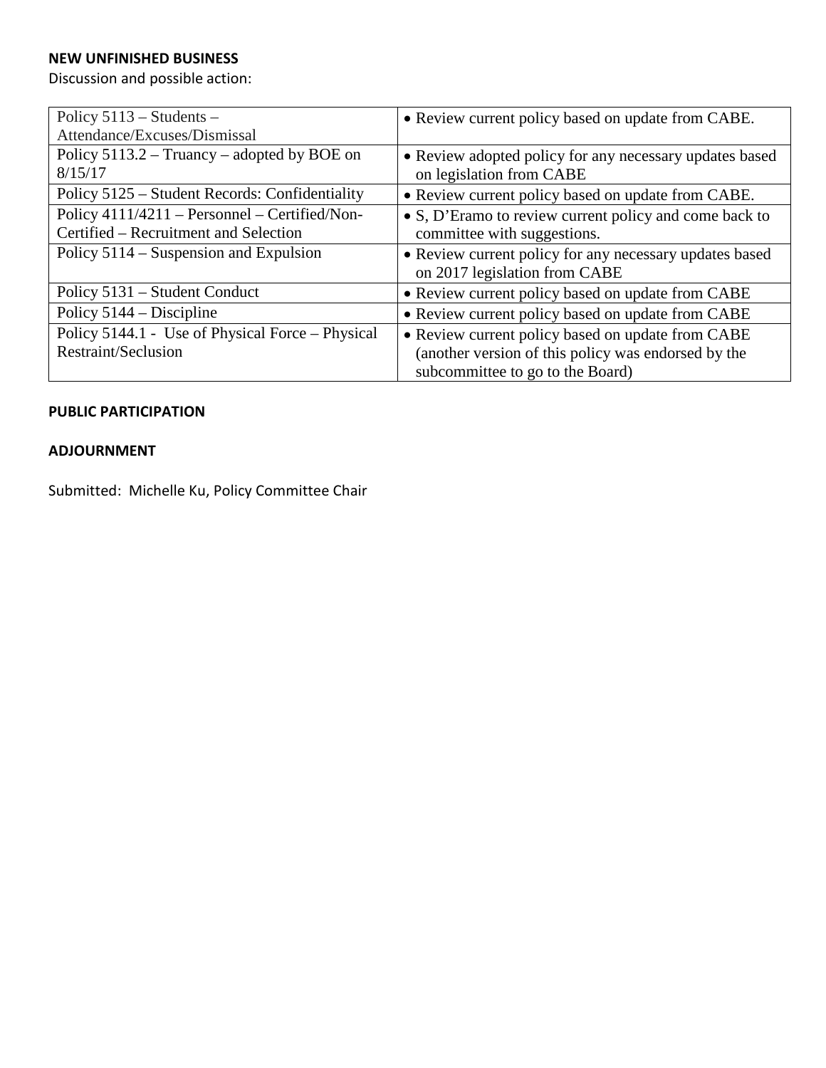**NEW UNFINISHED BUSINESS**

Discussion and possible action:

| | |
|---|---|
| Policy 5113 – Students – Attendance/Excuses/Dismissal | • Review current policy based on update from CABE. |
| Policy 5113.2 – Truancy – adopted by BOE on 8/15/17 | • Review adopted policy for any necessary updates based on legislation from CABE |
| Policy 5125 – Student Records: Confidentiality | • Review current policy based on update from CABE. |
| Policy 4111/4211 – Personnel – Certified/Non-Certified – Recruitment and Selection | • S, D'Eramo to review current policy and come back to committee with suggestions. |
| Policy 5114 – Suspension and Expulsion | • Review current policy for any necessary updates based on 2017 legislation from CABE |
| Policy 5131 – Student Conduct | • Review current policy based on update from CABE |
| Policy 5144 – Discipline | • Review current policy based on update from CABE |
| Policy 5144.1 - Use of Physical Force – Physical Restraint/Seclusion | • Review current policy based on update from CABE (another version of this policy was endorsed by the subcommittee to go to the Board) |

**PUBLIC PARTICIPATION**

**ADJOURNMENT**

Submitted: Michelle Ku, Policy Committee Chair